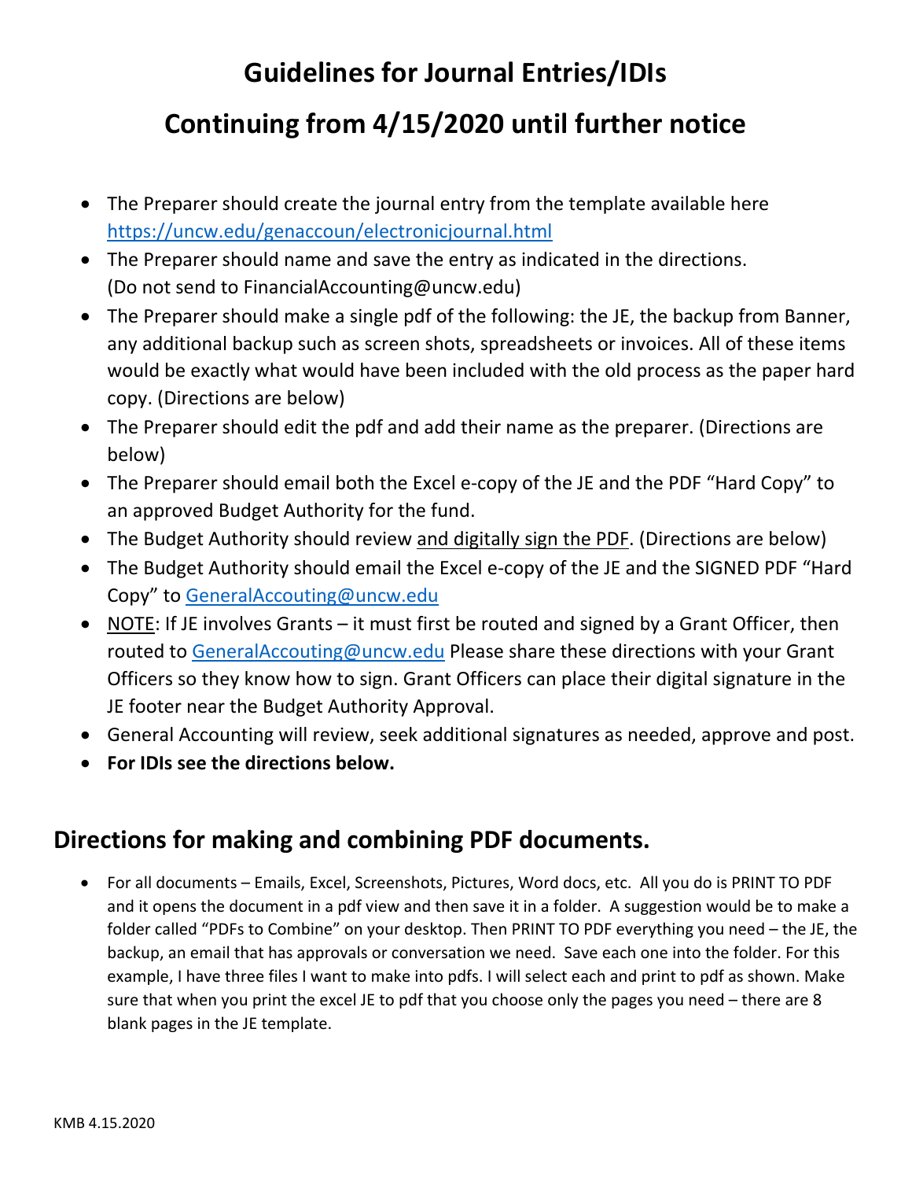# Guidelines for Journal Entries/IDIs

# Continuing from 4/15/2020 until further notice

- The Preparer should create the journal entry from the template available here https://uncw.edu/genaccoun/electronicjournal.html
- The Preparer should name and save the entry as indicated in the directions. (Do not send to FinancialAccounting@uncw.edu)
- The Preparer should make a single pdf of the following: the JE, the backup from Banner, any additional backup such as screen shots, spreadsheets or invoices. All of these items would be exactly what would have been included with the old process as the paper hard copy. (Directions are below)
- The Preparer should edit the pdf and add their name as the preparer. (Directions are below)
- The Preparer should email both the Excel e-copy of the JE and the PDF "Hard Copy" to an approved Budget Authority for the fund.
- The Budget Authority should review and digitally sign the PDF. (Directions are below)
- The Budget Authority should email the Excel e-copy of the JE and the SIGNED PDF "Hard Copy" to GeneralAccouting@uncw.edu
- NOTE: If JE involves Grants – it must first be routed and signed by a Grant Officer, then routed to GeneralAccouting@uncw.edu Please share these directions with your Grant Officers so they know how to sign. Grant Officers can place their digital signature in the JE footer near the Budget Authority Approval.
- General Accounting will review, seek additional signatures as needed, approve and post.
- **For IDIs see the directions below.**

## Directions for making and combining PDF documents.

- For all documents – Emails, Excel, Screenshots, Pictures, Word docs, etc. All you do is PRINT TO PDF and it opens the document in a pdf view and then save it in a folder. A suggestion would be to make a folder called "PDFs to Combine" on your desktop. Then PRINT TO PDF everything you need – the JE, the backup, an email that has approvals or conversation we need. Save each one into the folder. For this example, I have three files I want to make into pdfs. I will select each and print to pdf as shown. Make sure that when you print the excel JE to pdf that you choose only the pages you need – there are 8 blank pages in the JE template.

KMB 4.15.2020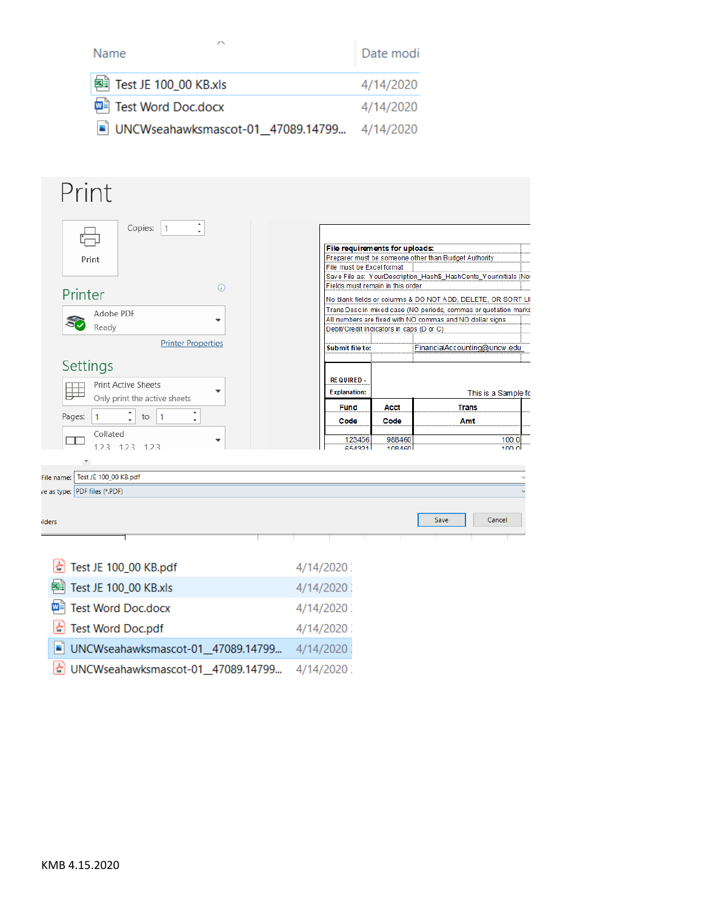| Name | Date modi |
| --- | --- |
| Test JE 100_00 KB.xls | 4/14/2020 |
| Test Word Doc.docx | 4/14/2020 |
| UNCWseahawksmascot-01__47089.14799... | 4/14/2020 |

# Print

Copies: 1

Print

## Printer

Adobe PDF
Ready

Printer Properties

## Settings

Print Active Sheets
Only print the active sheets

Pages: 1 to 1

Collated
1,2,3 1,2,3 1,2,3

**File requirements for uploads:**
Preparer must be someone other than Budget Authority
File must be Excel format
Save File as: YourDescription_Hash$_HashCents_YourInitials (No
Fields must remain in this order
No blank fields or columns & DO NOT ADD, DELETE, OR SORT LI
Trans Desc in mixed case (NO periods, commas or quotation marks
All numbers are fixed with NO commas and NO dollar signs
Debit/Credit Indicators in caps (D or C)

**Submit file to:** FinancialAccounting@uncw.edu

**REQUIRED - Explanation:** This is a Sample fo

| Fund Code | Acct Code | Trans Amt |
| --- | --- | --- |
| 123456 | 988460 | 100.0 |
| 654321 | 108460 | 100.0 |

File name: Test JE 100_00 KB.pdf
Save as type: PDF files (*.PDF)

Save Cancel

| Name | Date |
| --- | --- |
| Test JE 100_00 KB.pdf | 4/14/2020 |
| Test JE 100_00 KB.xls | 4/14/2020 |
| Test Word Doc.docx | 4/14/2020 |
| Test Word Doc.pdf | 4/14/2020 |
| UNCWseahawksmascot-01__47089.14799... | 4/14/2020 |
| UNCWseahawksmascot-01__47089.14799... | 4/14/2020 |

KMB 4.15.2020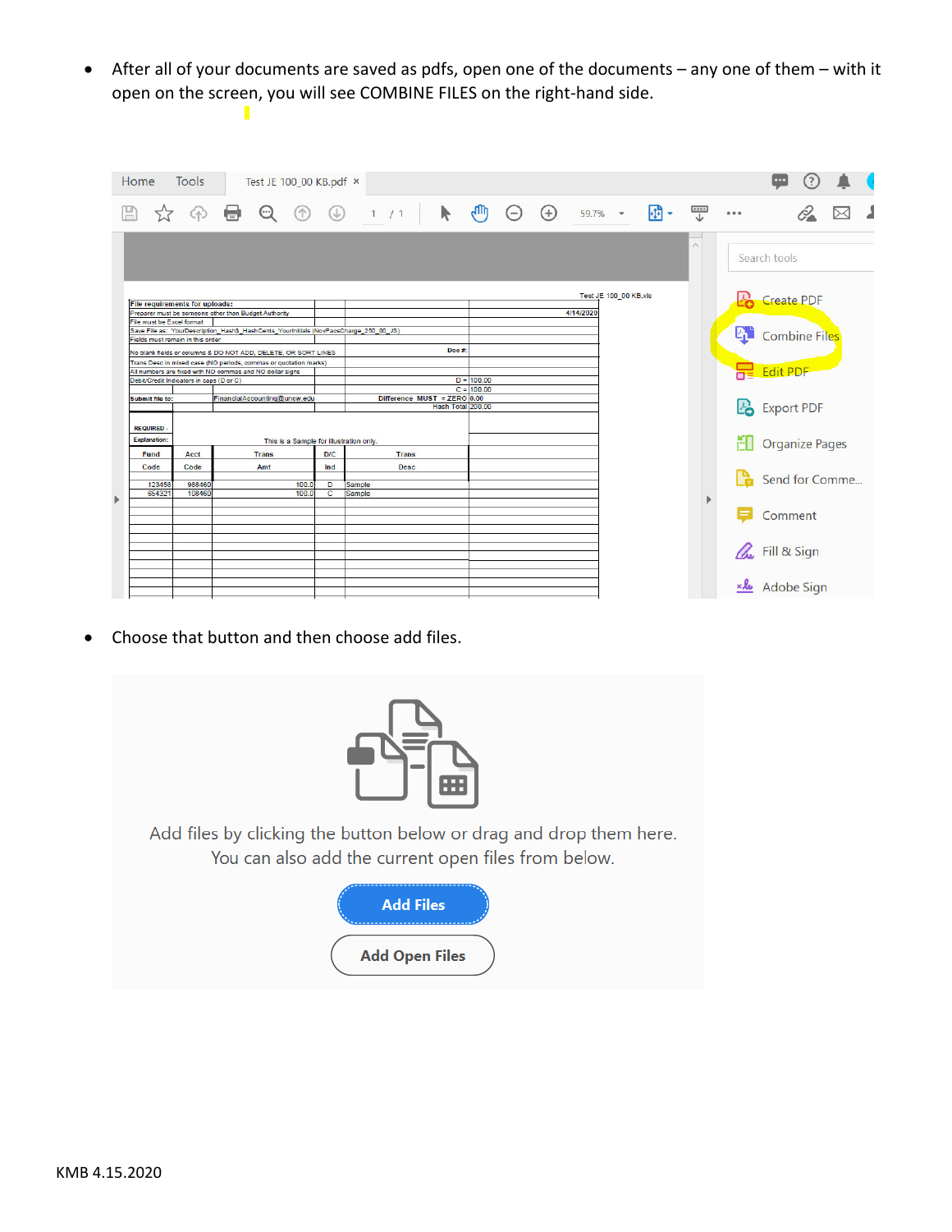- After all of your documents are saved as pdfs, open one of the documents – any one of them – with it open on the screen, you will see COMBINE FILES on the right-hand side.

- Choose that button and then choose add files.

KMB 4.15.2020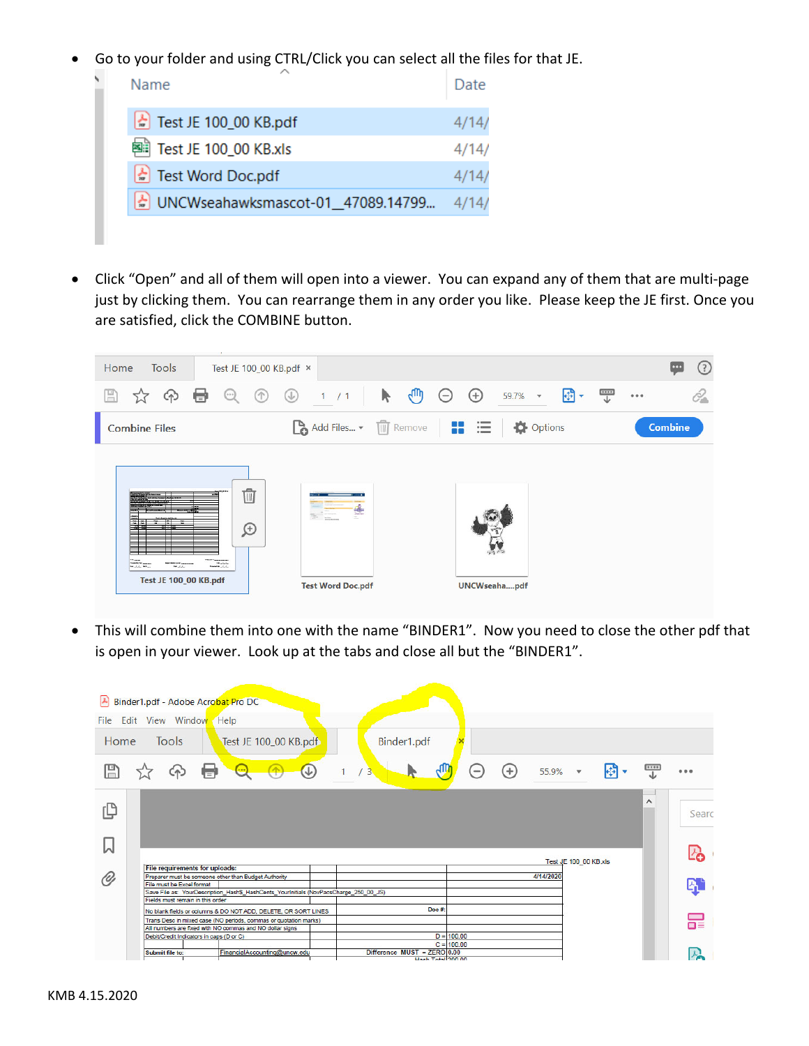- Go to your folder and using CTRL/Click you can select all the files for that JE.

- Click "Open" and all of them will open into a viewer. You can expand any of them that are multi-page just by clicking them. You can rearrange them in any order you like. Please keep the JE first. Once you are satisfied, click the COMBINE button.

- This will combine them into one with the name "BINDER1". Now you need to close the other pdf that is open in your viewer. Look up at the tabs and close all but the "BINDER1".

KMB 4.15.2020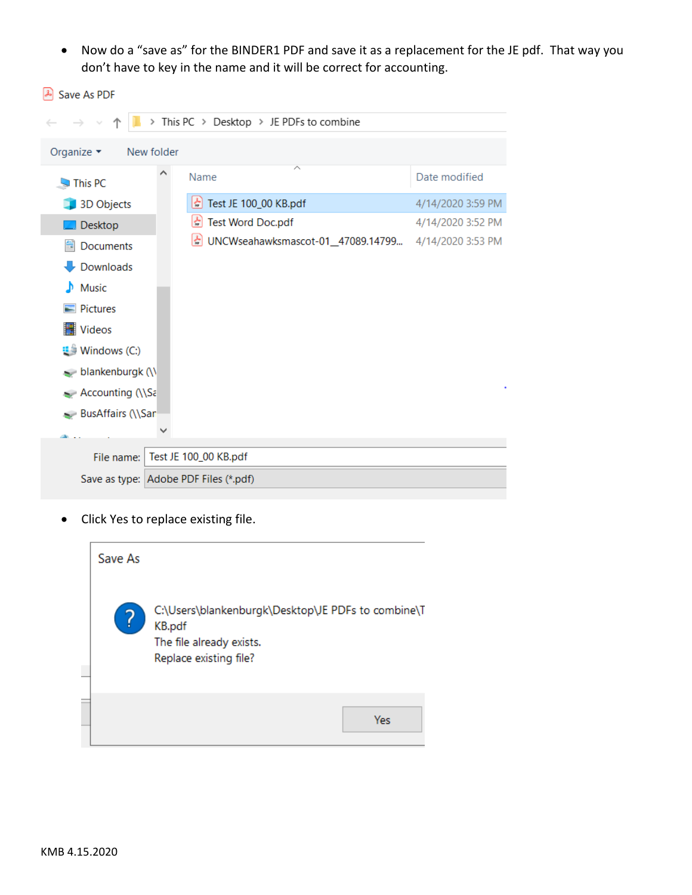- Now do a "save as" for the BINDER1 PDF and save it as a replacement for the JE pdf. That way you don't have to key in the name and it will be correct for accounting.

Save As PDF

This PC > Desktop > JE PDFs to combine

Organize ▾ New folder

| Name | Date modified |
| --- | --- |
| Test JE 100_00 KB.pdf | 4/14/2020 3:59 PM |
| Test Word Doc.pdf | 4/14/2020 3:52 PM |
| UNCWseahawksmascot-01__47089.14799... | 4/14/2020 3:53 PM |

This PC, 3D Objects, Desktop, Documents, Downloads, Music, Pictures, Videos, Windows (C:), blankenburgk (\\, Accounting (\\Sa, BusAffairs (\\Sar

File name: Test JE 100_00 KB.pdf

Save as type: Adobe PDF Files (*.pdf)

- Click Yes to replace existing file.

Save As

C:\Users\blankenburgk\Desktop\JE PDFs to combine\T KB.pdf
The file already exists.
Replace existing file?

Yes

KMB 4.15.2020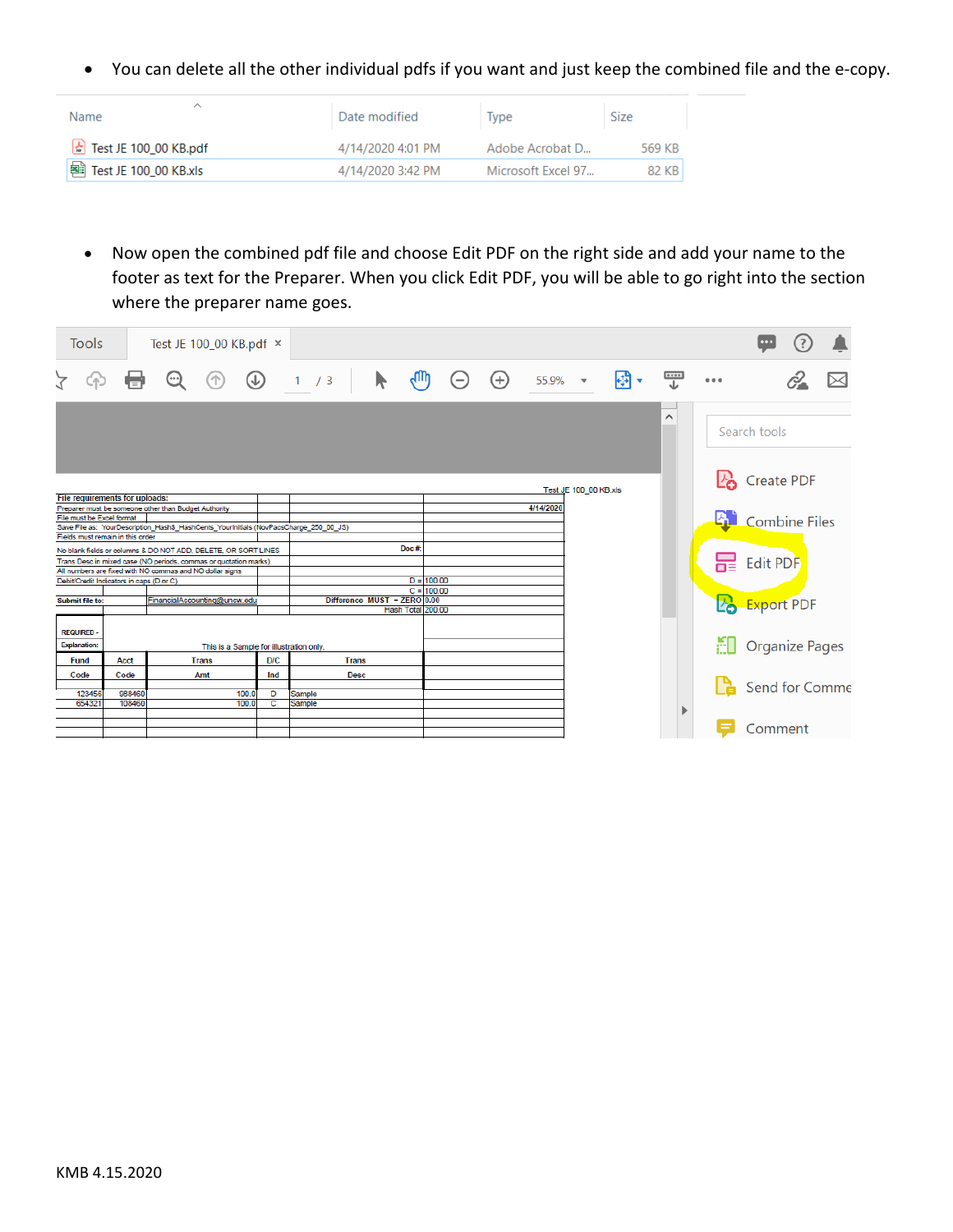- You can delete all the other individual pdfs if you want and just keep the combined file and the e-copy.

| Name | Date modified | Type | Size |
| --- | --- | --- | --- |
| Test JE 100_00 KB.pdf | 4/14/2020 4:01 PM | Adobe Acrobat D... | 569 KB |
| Test JE 100_00 KB.xls | 4/14/2020 3:42 PM | Microsoft Excel 97... | 82 KB |

- Now open the combined pdf file and choose Edit PDF on the right side and add your name to the footer as text for the Preparer. When you click Edit PDF, you will be able to go right into the section where the preparer name goes.

KMB 4.15.2020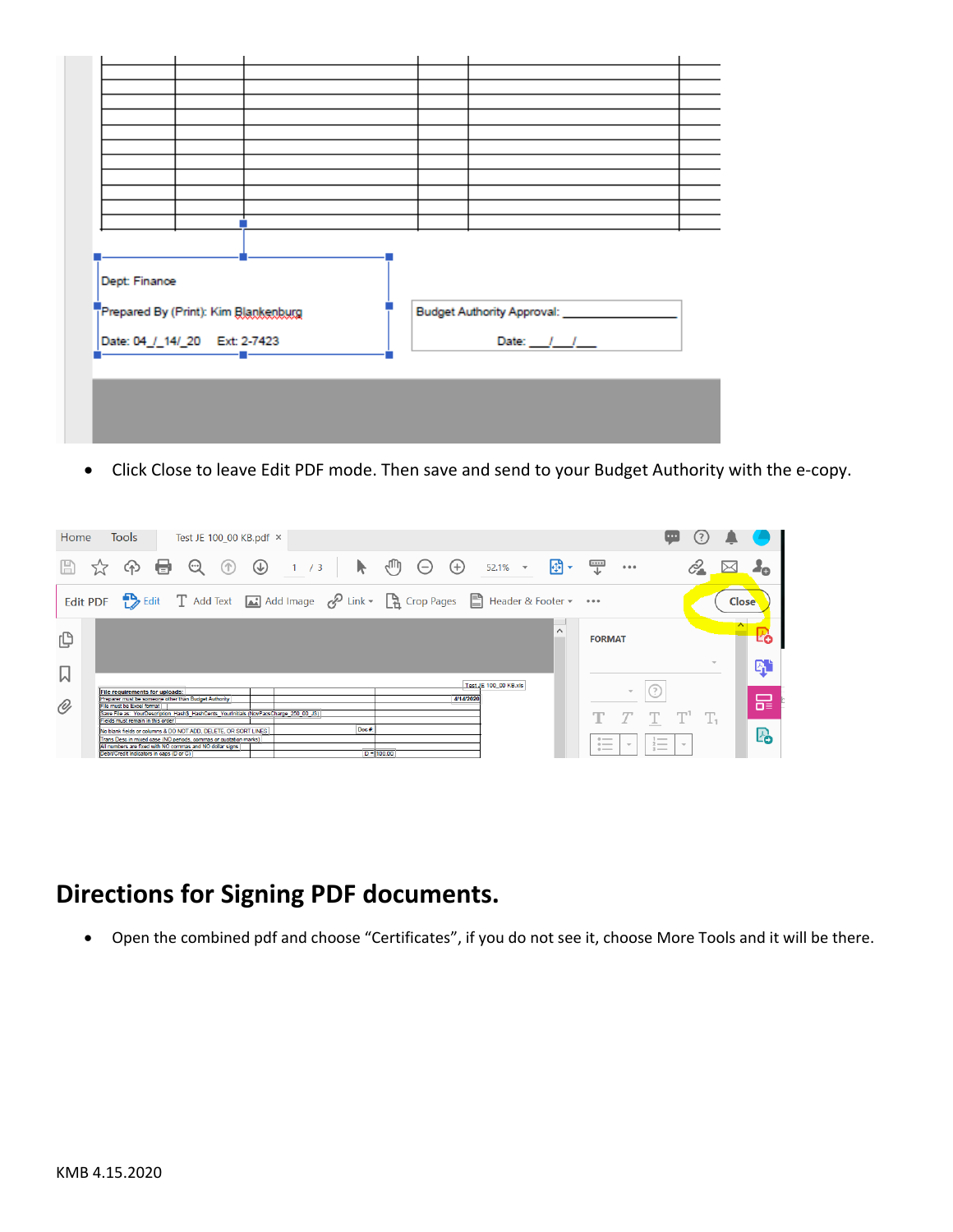- Click Close to leave Edit PDF mode. Then save and send to your Budget Authority with the e-copy.

## Directions for Signing PDF documents.

- Open the combined pdf and choose "Certificates", if you do not see it, choose More Tools and it will be there.

KMB 4.15.2020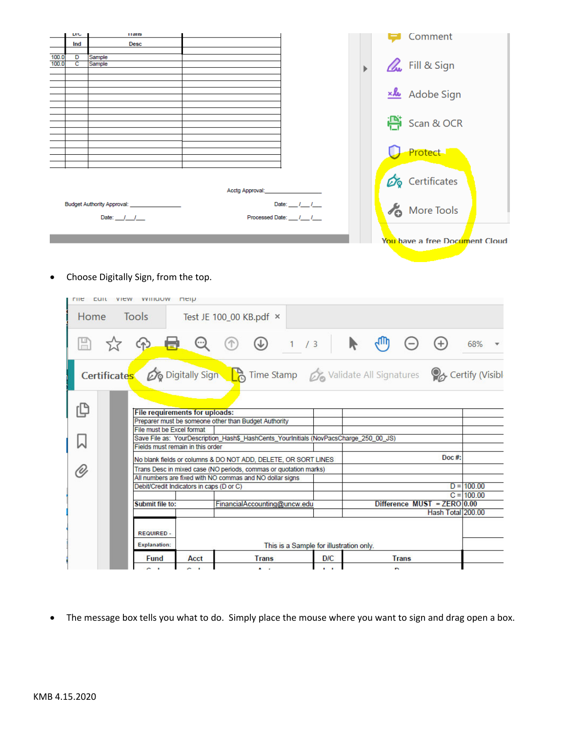- Choose Digitally Sign, from the top.

- The message box tells you what to do. Simply place the mouse where you want to sign and drag open a box.

KMB 4.15.2020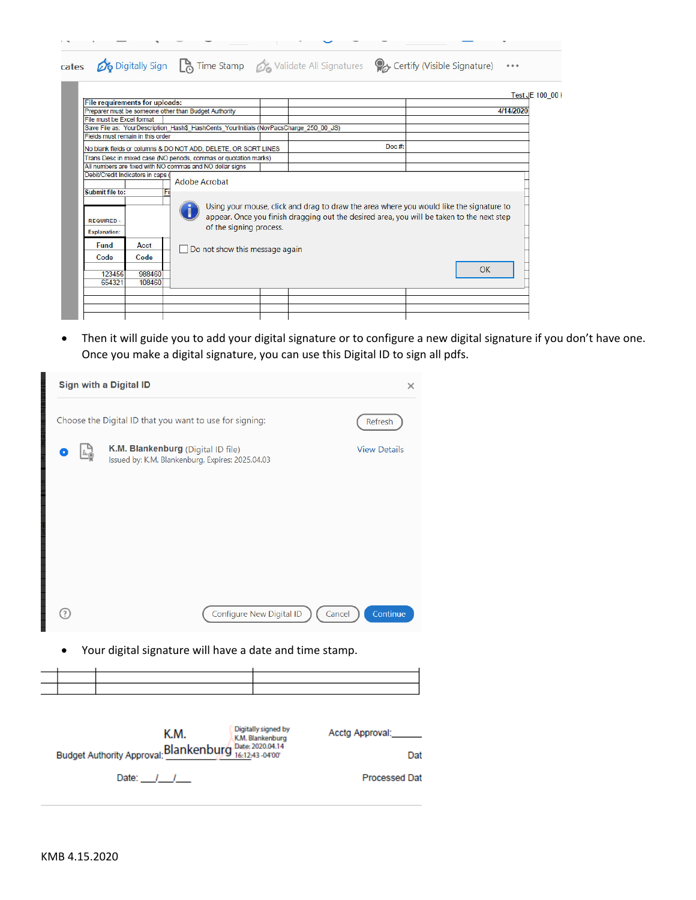- Then it will guide you to add your digital signature or to configure a new digital signature if you don't have one. Once you make a digital signature, you can use this Digital ID to sign all pdfs.

- Your digital signature will have a date and time stamp.

KMB 4.15.2020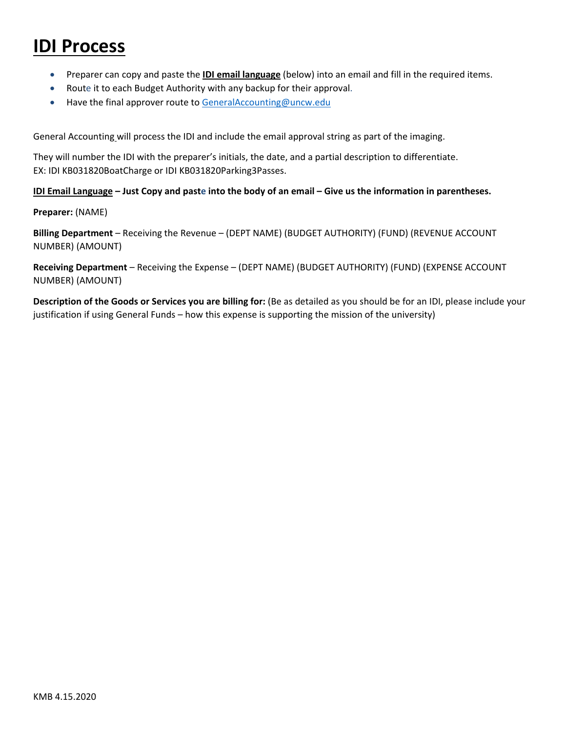# IDI Process

- Preparer can copy and paste the **IDI email language** (below) into an email and fill in the required items.
- Route it to each Budget Authority with any backup for their approval.
- Have the final approver route to GeneralAccounting@uncw.edu

General Accounting will process the IDI and include the email approval string as part of the imaging.

They will number the IDI with the preparer's initials, the date, and a partial description to differentiate.
EX: IDI KB031820BoatCharge or IDI KB031820Parking3Passes.

**IDI Email Language – Just Copy and paste into the body of an email – Give us the information in parentheses.**

**Preparer:** (NAME)

**Billing Department** – Receiving the Revenue – (DEPT NAME) (BUDGET AUTHORITY) (FUND) (REVENUE ACCOUNT NUMBER) (AMOUNT)

**Receiving Department** – Receiving the Expense – (DEPT NAME) (BUDGET AUTHORITY) (FUND) (EXPENSE ACCOUNT NUMBER) (AMOUNT)

**Description of the Goods or Services you are billing for:** (Be as detailed as you should be for an IDI, please include your justification if using General Funds – how this expense is supporting the mission of the university)

KMB 4.15.2020